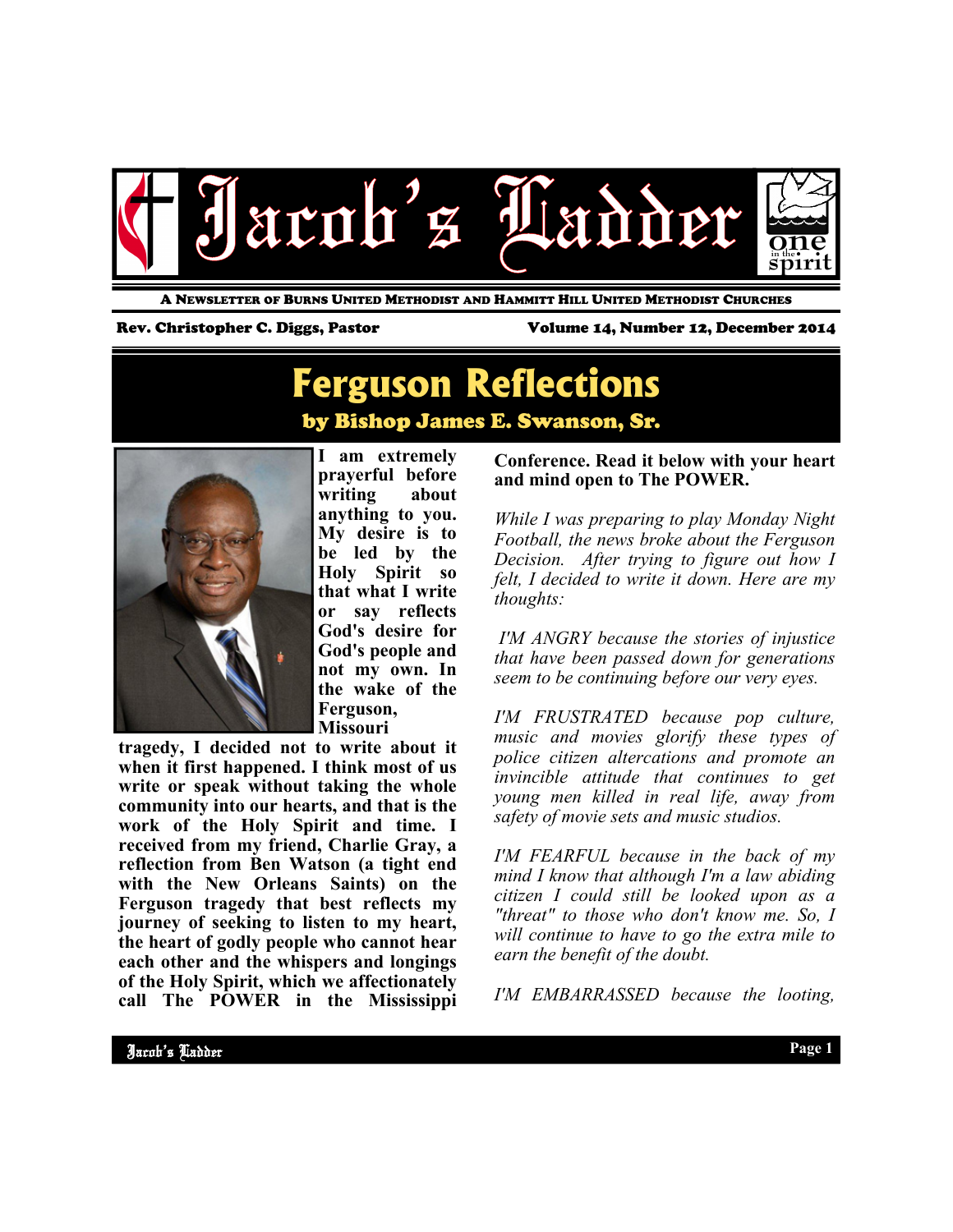# Jacob's Ladder

A Newsletter of Burns United Methodist and Hammitt Hill United Methodist Churches

Rev. Christopher C. Diggs, Pastor

Volume 14, Number 12, December 2014

## Ferguson Reflections

### by Bishop James E. Swanson, Sr.

**I am extremely prayerful before writing about anything to you. My desire is to be led by the Holy Spirit so that what I write or say reflects God's desire for God's people and not my own. In the wake of the Ferguson, Missouri tragedy, I decided not to write about it when it first happened. I think most of us write or speak without taking the whole community into our hearts, and that is the work of the Holy Spirit and time. I received from my friend, Charlie Gray, a reflection from Ben Watson (a tight end with the New Orleans Saints) on the Ferguson tragedy that best reflects my journey of seeking to listen to my heart, the heart of godly people who cannot hear each other and the whispers and longings of the Holy Spirit, which we affectionately call The POWER in the Mississippi Conference. Read it below with your heart and mind open to The POWER.**

*While I was preparing to play Monday Night Football, the news broke about the Ferguson Decision. After trying to figure out how I felt, I decided to write it down. Here are my thoughts:*

*I'M ANGRY because the stories of injustice that have been passed down for generations seem to be continuing before our very eyes.*

*I'M FRUSTRATED because pop culture, music and movies glorify these types of police citizen altercations and promote an invincible attitude that continues to get young men killed in real life, away from safety of movie sets and music studios.*

*I'M FEARFUL because in the back of my mind I know that although I'm a law abiding citizen I could still be looked upon as a "threat" to those who don't know me. So, I will continue to have to go the extra mile to earn the benefit of the doubt.*

*I'M EMBARRASSED because the looting,*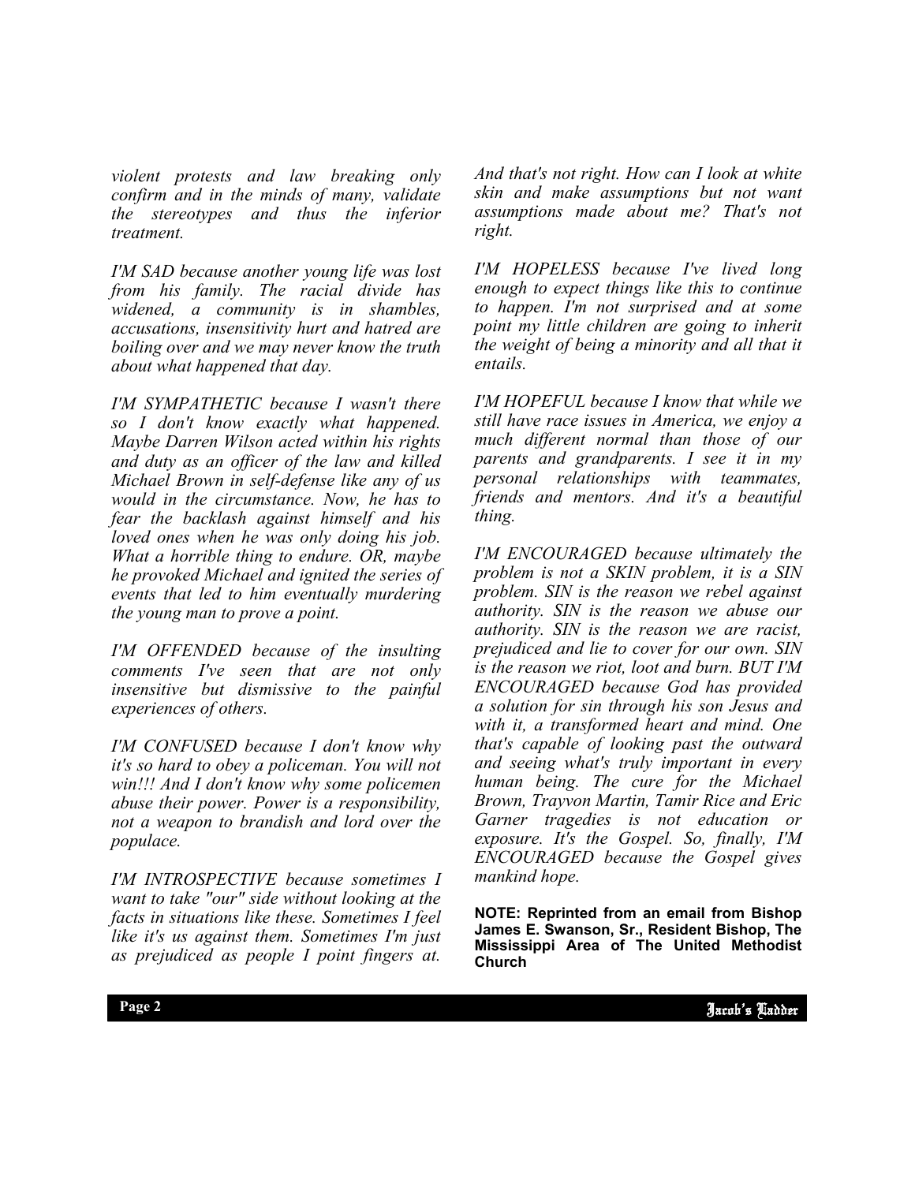*violent protests and law breaking only confirm and in the minds of many, validate the stereotypes and thus the inferior treatment.*

*I'M SAD because another young life was lost from his family. The racial divide has widened, a community is in shambles, accusations, insensitivity hurt and hatred are boiling over and we may never know the truth about what happened that day.*

*I'M SYMPATHETIC because I wasn't there so I don't know exactly what happened. Maybe Darren Wilson acted within his rights and duty as an officer of the law and killed Michael Brown in self-defense like any of us would in the circumstance. Now, he has to fear the backlash against himself and his loved ones when he was only doing his job. What a horrible thing to endure. OR, maybe he provoked Michael and ignited the series of events that led to him eventually murdering the young man to prove a point.*

*I'M OFFENDED because of the insulting comments I've seen that are not only insensitive but dismissive to the painful experiences of others.*

*I'M CONFUSED because I don't know why it's so hard to obey a policeman. You will not win!!! And I don't know why some policemen abuse their power. Power is a responsibility, not a weapon to brandish and lord over the populace.*

*I'M INTROSPECTIVE because sometimes I want to take "our" side without looking at the facts in situations like these. Sometimes I feel like it's us against them. Sometimes I'm just as prejudiced as people I point fingers at. And that's not right. How can I look at white skin and make assumptions but not want assumptions made about me? That's not right.*

*I'M HOPELESS because I've lived long enough to expect things like this to continue to happen. I'm not surprised and at some point my little children are going to inherit the weight of being a minority and all that it entails.*

*I'M HOPEFUL because I know that while we still have race issues in America, we enjoy a much different normal than those of our parents and grandparents. I see it in my personal relationships with teammates, friends and mentors. And it's a beautiful thing.*

*I'M ENCOURAGED because ultimately the problem is not a SKIN problem, it is a SIN problem. SIN is the reason we rebel against authority. SIN is the reason we abuse our authority. SIN is the reason we are racist, prejudiced and lie to cover for our own. SIN is the reason we riot, loot and burn. BUT I'M ENCOURAGED because God has provided a solution for sin through his son Jesus and with it, a transformed heart and mind. One that's capable of looking past the outward and seeing what's truly important in every human being. The cure for the Michael Brown, Trayvon Martin, Tamir Rice and Eric Garner tragedies is not education or exposure. It's the Gospel. So, finally, I'M ENCOURAGED because the Gospel gives mankind hope.*

**NOTE: Reprinted from an email from Bishop James E. Swanson, Sr., Resident Bishop, The Mississippi Area of The United Methodist Church**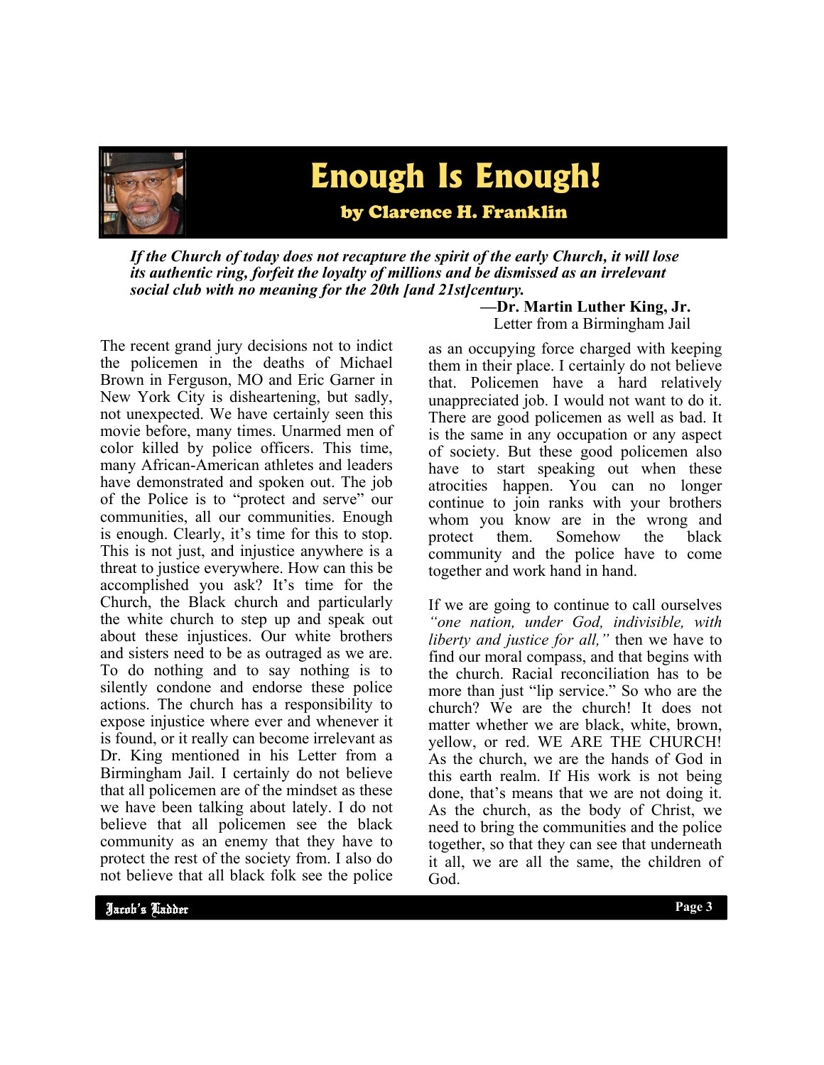# Enough Is Enough!

### by Clarence H. Franklin

***If the Church of today does not recapture the spirit of the early Church, it will lose its authentic ring, forfeit the loyalty of millions and be dismissed as an irrelevant social club with no meaning for the 20th [and 21st]century.***

**—Dr. Martin Luther King, Jr.**
Letter from a Birmingham Jail

The recent grand jury decisions not to indict the policemen in the deaths of Michael Brown in Ferguson, MO and Eric Garner in New York City is disheartening, but sadly, not unexpected. We have certainly seen this movie before, many times. Unarmed men of color killed by police officers. This time, many African-American athletes and leaders have demonstrated and spoken out. The job of the Police is to "protect and serve" our communities, all our communities. Enough is enough. Clearly, it's time for this to stop. This is not just, and injustice anywhere is a threat to justice everywhere. How can this be accomplished you ask? It's time for the Church, the Black church and particularly the white church to step up and speak out about these injustices. Our white brothers and sisters need to be as outraged as we are. To do nothing and to say nothing is to silently condone and endorse these police actions. The church has a responsibility to expose injustice where ever and whenever it is found, or it really can become irrelevant as Dr. King mentioned in his Letter from a Birmingham Jail. I certainly do not believe that all policemen are of the mindset as these we have been talking about lately. I do not believe that all policemen see the black community as an enemy that they have to protect the rest of the society from. I also do not believe that all black folk see the police as an occupying force charged with keeping them in their place. I certainly do not believe that. Policemen have a hard relatively unappreciated job. I would not want to do it. There are good policemen as well as bad. It is the same in any occupation or any aspect of society. But these good policemen also have to start speaking out when these atrocities happen. You can no longer continue to join ranks with your brothers whom you know are in the wrong and protect them. Somehow the black community and the police have to come together and work hand in hand.

If we are going to continue to call ourselves *"one nation, under God, indivisible, with liberty and justice for all,"* then we have to find our moral compass, and that begins with the church. Racial reconciliation has to be more than just "lip service." So who are the church? We are the church! It does not matter whether we are black, white, brown, yellow, or red. WE ARE THE CHURCH! As the church, we are the hands of God in this earth realm. If His work is not being done, that's means that we are not doing it. As the church, as the body of Christ, we need to bring the communities and the police together, so that they can see that underneath it all, we are all the same, the children of God.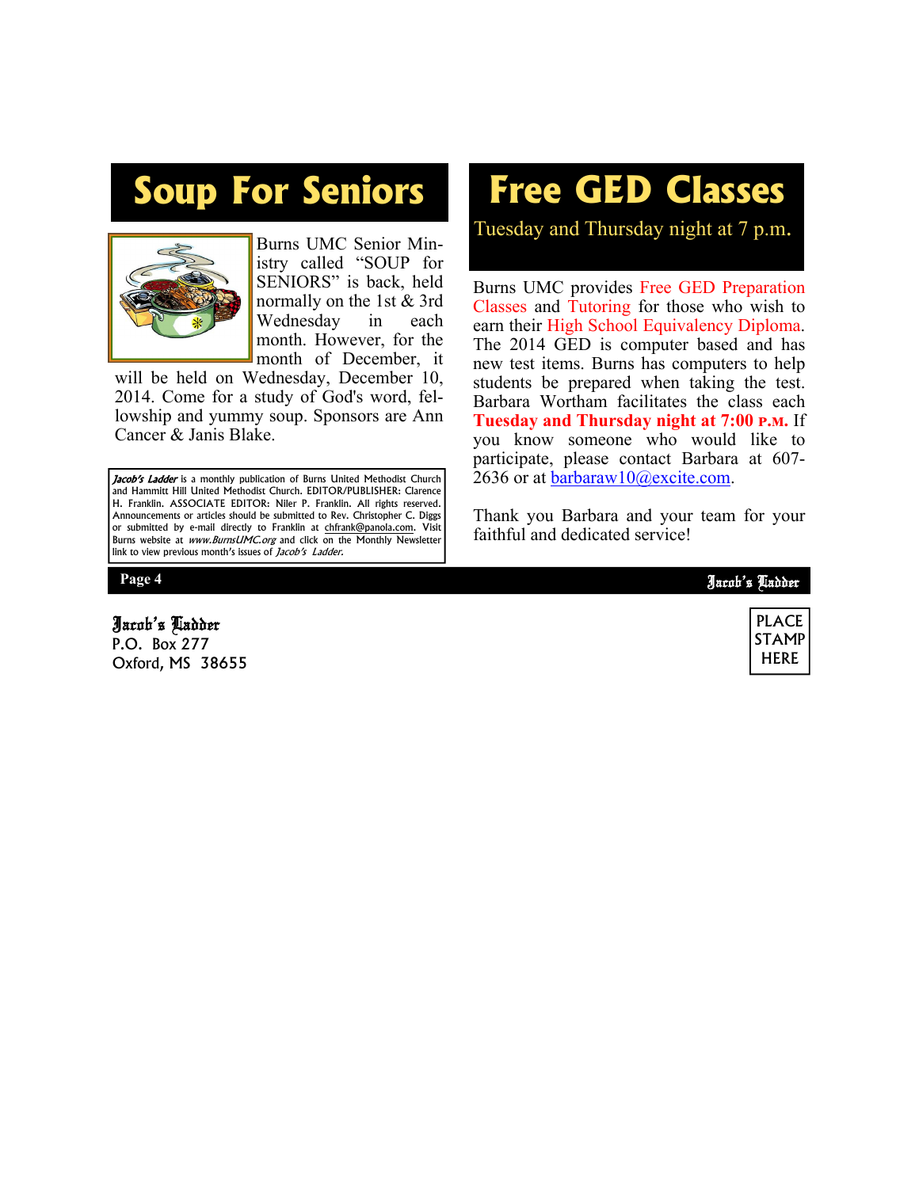## Soup For Seniors

Burns UMC Senior Ministry called "SOUP for SENIORS" is back, held normally on the 1st & 3rd Wednesday in each month. However, for the month of December, it will be held on Wednesday, December 10, 2014. Come for a study of God's word, fellowship and yummy soup. Sponsors are Ann Cancer & Janis Blake.

*Jacob's Ladder* is a monthly publication of Burns United Methodist Church and Hammitt Hill United Methodist Church. EDITOR/PUBLISHER: Clarence H. Franklin. ASSOCIATE EDITOR: Niler P. Franklin. All rights reserved. Announcements or articles should be submitted to Rev. Christopher C. Diggs or submitted by e-mail directly to Franklin at chfrank@panola.com. Visit Burns website at *www.BurnsUMC.org* and click on the Monthly Newsletter link to view previous month's issues of *Jacob's Ladder.*

## Free GED Classes

Tuesday and Thursday night at 7 p.m.

Burns UMC provides Free GED Preparation Classes and Tutoring for those who wish to earn their High School Equivalency Diploma. The 2014 GED is computer based and has new test items. Burns has computers to help students be prepared when taking the test. Barbara Wortham facilitates the class each **Tuesday and Thursday night at 7:00 P.M.** If you know someone who would like to participate, please contact Barbara at 607-2636 or at barbaraw10@excite.com.

Thank you Barbara and your team for your faithful and dedicated service!

Jacob's Ladder
P.O. Box 277
Oxford, MS 38655

PLACE STAMP HERE